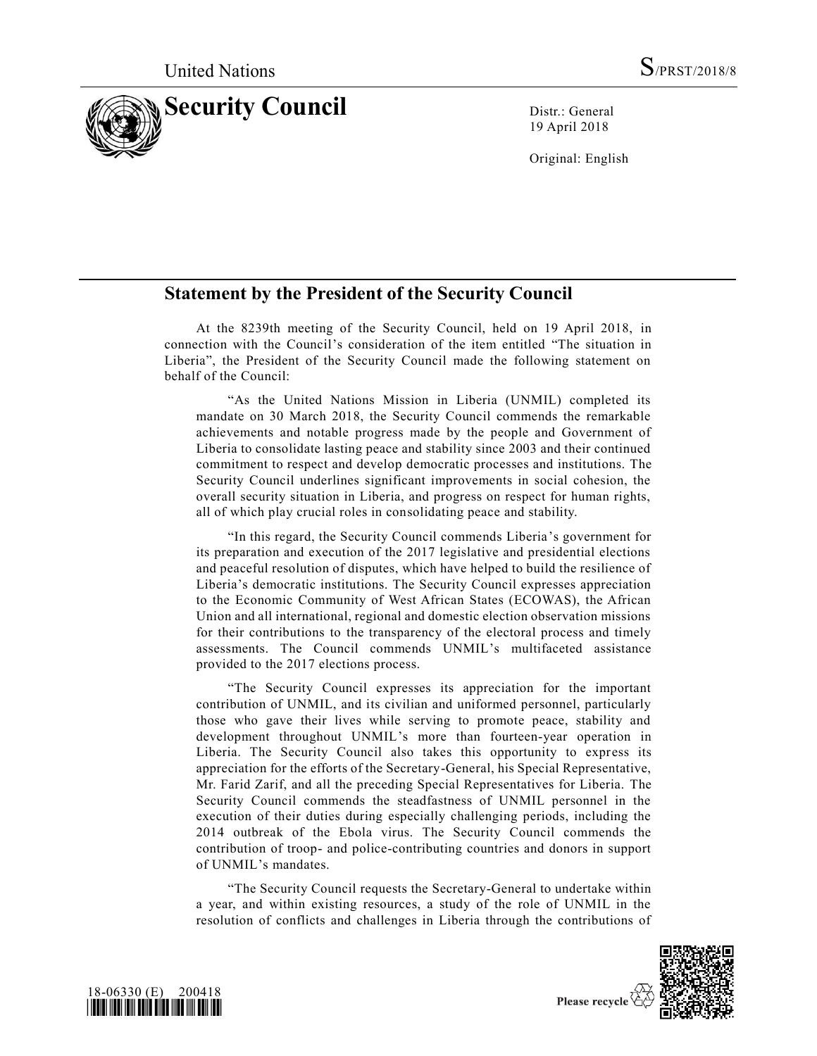United Nations S/PRST/2018/8

# Security Council

Distr.: General
19 April 2018

Original: English

## Statement by the President of the Security Council

At the 8239th meeting of the Security Council, held on 19 April 2018, in connection with the Council's consideration of the item entitled "The situation in Liberia", the President of the Security Council made the following statement on behalf of the Council:

"As the United Nations Mission in Liberia (UNMIL) completed its mandate on 30 March 2018, the Security Council commends the remarkable achievements and notable progress made by the people and Government of Liberia to consolidate lasting peace and stability since 2003 and their continued commitment to respect and develop democratic processes and institutions. The Security Council underlines significant improvements in social cohesion, the overall security situation in Liberia, and progress on respect for human rights, all of which play crucial roles in consolidating peace and stability.

"In this regard, the Security Council commends Liberia's government for its preparation and execution of the 2017 legislative and presidential elections and peaceful resolution of disputes, which have helped to build the resilience of Liberia's democratic institutions. The Security Council expresses appreciation to the Economic Community of West African States (ECOWAS), the African Union and all international, regional and domestic election observation missions for their contributions to the transparency of the electoral process and timely assessments. The Council commends UNMIL's multifaceted assistance provided to the 2017 elections process.

"The Security Council expresses its appreciation for the important contribution of UNMIL, and its civilian and uniformed personnel, particularly those who gave their lives while serving to promote peace, stability and development throughout UNMIL's more than fourteen-year operation in Liberia. The Security Council also takes this opportunity to express its appreciation for the efforts of the Secretary-General, his Special Representative, Mr. Farid Zarif, and all the preceding Special Representatives for Liberia. The Security Council commends the steadfastness of UNMIL personnel in the execution of their duties during especially challenging periods, including the 2014 outbreak of the Ebola virus. The Security Council commends the contribution of troop- and police-contributing countries and donors in support of UNMIL's mandates.

"The Security Council requests the Secretary-General to undertake within a year, and within existing resources, a study of the role of UNMIL in the resolution of conflicts and challenges in Liberia through the contributions of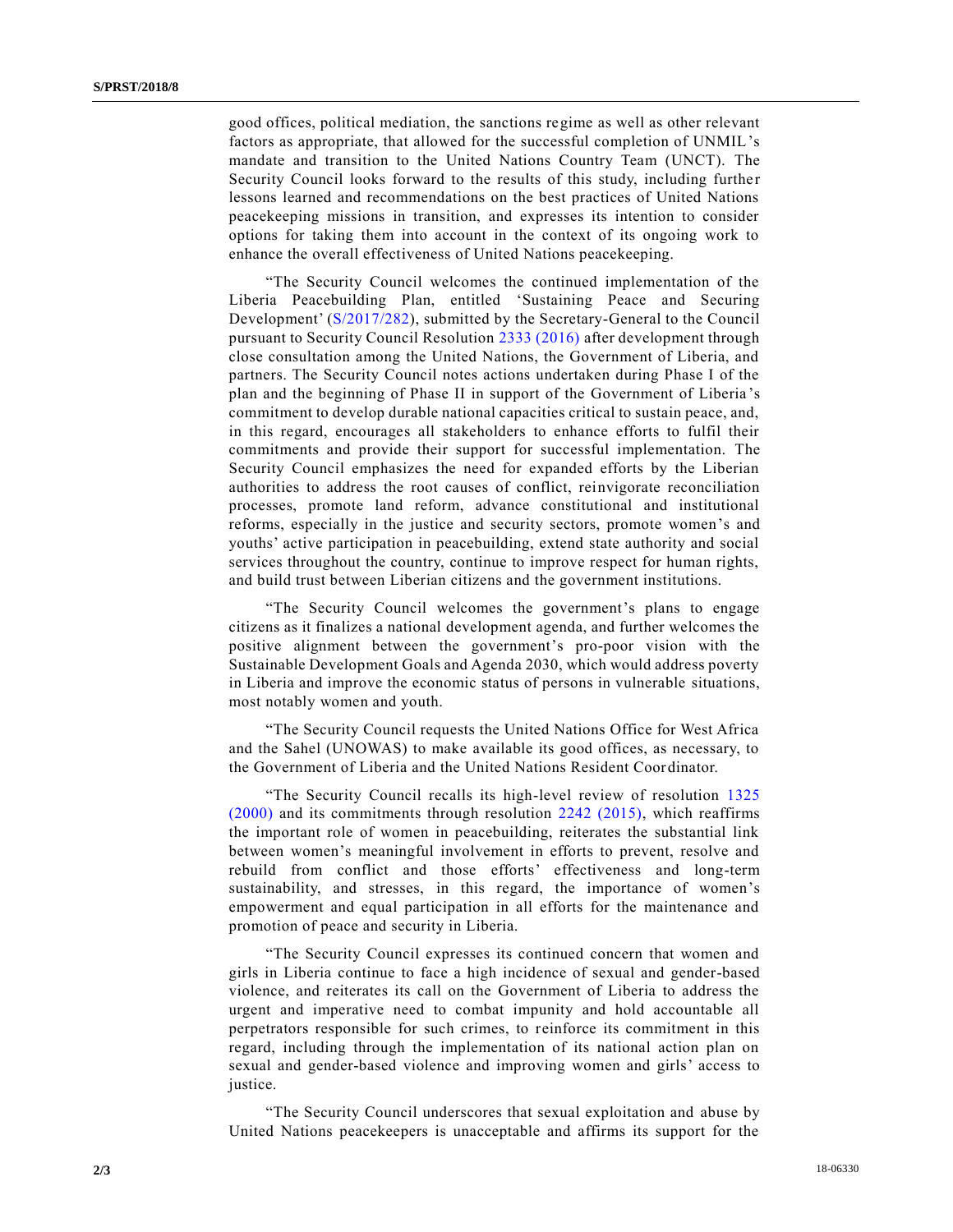good offices, political mediation, the sanctions regime as well as other relevant factors as appropriate, that allowed for the successful completion of UNMIL's mandate and transition to the United Nations Country Team (UNCT). The Security Council looks forward to the results of this study, including further lessons learned and recommendations on the best practices of United Nations peacekeeping missions in transition, and expresses its intention to consider options for taking them into account in the context of its ongoing work to enhance the overall effectiveness of United Nations peacekeeping.

"The Security Council welcomes the continued implementation of the Liberia Peacebuilding Plan, entitled 'Sustaining Peace and Securing Development' (S/2017/282), submitted by the Secretary-General to the Council pursuant to Security Council Resolution 2333 (2016) after development through close consultation among the United Nations, the Government of Liberia, and partners. The Security Council notes actions undertaken during Phase I of the plan and the beginning of Phase II in support of the Government of Liberia's commitment to develop durable national capacities critical to sustain peace, and, in this regard, encourages all stakeholders to enhance efforts to fulfil their commitments and provide their support for successful implementation. The Security Council emphasizes the need for expanded efforts by the Liberian authorities to address the root causes of conflict, reinvigorate reconciliation processes, promote land reform, advance constitutional and institutional reforms, especially in the justice and security sectors, promote women's and youths' active participation in peacebuilding, extend state authority and social services throughout the country, continue to improve respect for human rights, and build trust between Liberian citizens and the government institutions.

"The Security Council welcomes the government's plans to engage citizens as it finalizes a national development agenda, and further welcomes the positive alignment between the government's pro-poor vision with the Sustainable Development Goals and Agenda 2030, which would address poverty in Liberia and improve the economic status of persons in vulnerable situations, most notably women and youth.

"The Security Council requests the United Nations Office for West Africa and the Sahel (UNOWAS) to make available its good offices, as necessary, to the Government of Liberia and the United Nations Resident Coordinator.

"The Security Council recalls its high-level review of resolution 1325 (2000) and its commitments through resolution 2242 (2015), which reaffirms the important role of women in peacebuilding, reiterates the substantial link between women's meaningful involvement in efforts to prevent, resolve and rebuild from conflict and those efforts' effectiveness and long-term sustainability, and stresses, in this regard, the importance of women's empowerment and equal participation in all efforts for the maintenance and promotion of peace and security in Liberia.

"The Security Council expresses its continued concern that women and girls in Liberia continue to face a high incidence of sexual and gender-based violence, and reiterates its call on the Government of Liberia to address the urgent and imperative need to combat impunity and hold accountable all perpetrators responsible for such crimes, to reinforce its commitment in this regard, including through the implementation of its national action plan on sexual and gender-based violence and improving women and girls' access to justice.

"The Security Council underscores that sexual exploitation and abuse by United Nations peacekeepers is unacceptable and affirms its support for the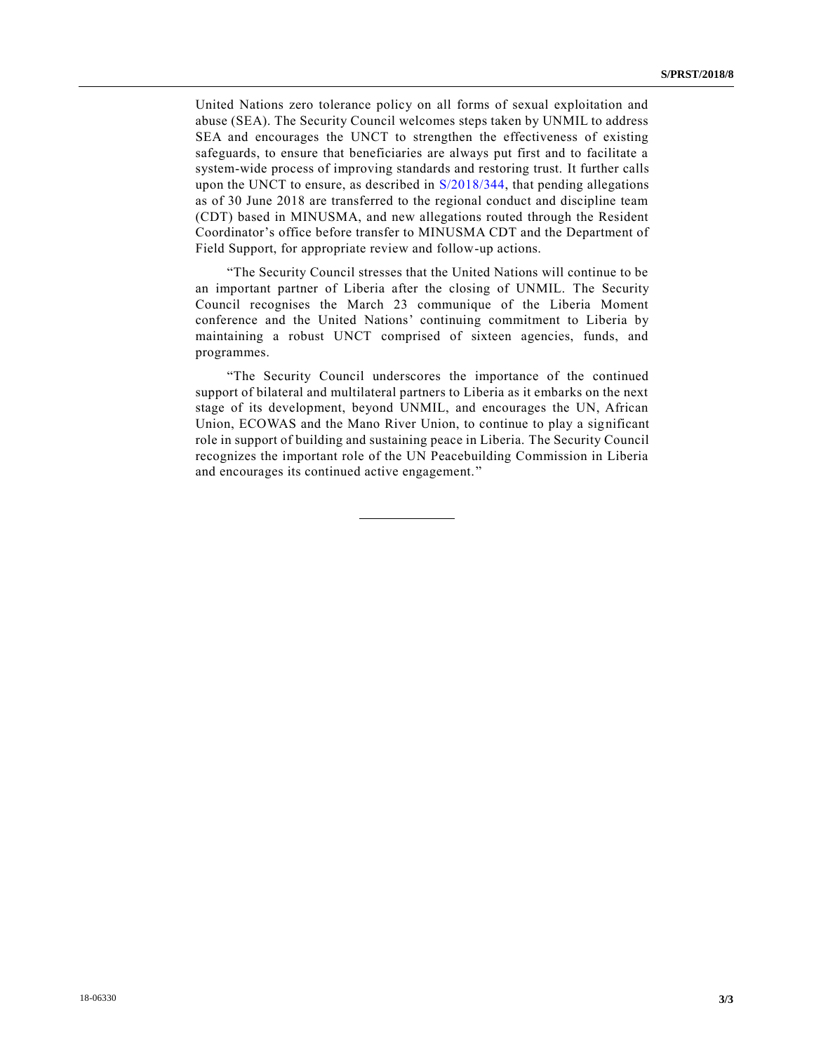United Nations zero tolerance policy on all forms of sexual exploitation and abuse (SEA). The Security Council welcomes steps taken by UNMIL to address SEA and encourages the UNCT to strengthen the effectiveness of existing safeguards, to ensure that beneficiaries are always put first and to facilitate a system-wide process of improving standards and restoring trust. It further calls upon the UNCT to ensure, as described in S/2018/344, that pending allegations as of 30 June 2018 are transferred to the regional conduct and discipline team (CDT) based in MINUSMA, and new allegations routed through the Resident Coordinator's office before transfer to MINUSMA CDT and the Department of Field Support, for appropriate review and follow-up actions.

"The Security Council stresses that the United Nations will continue to be an important partner of Liberia after the closing of UNMIL. The Security Council recognises the March 23 communique of the Liberia Moment conference and the United Nations' continuing commitment to Liberia by maintaining a robust UNCT comprised of sixteen agencies, funds, and programmes.

"The Security Council underscores the importance of the continued support of bilateral and multilateral partners to Liberia as it embarks on the next stage of its development, beyond UNMIL, and encourages the UN, African Union, ECOWAS and the Mano River Union, to continue to play a significant role in support of building and sustaining peace in Liberia. The Security Council recognizes the important role of the UN Peacebuilding Commission in Liberia and encourages its continued active engagement."